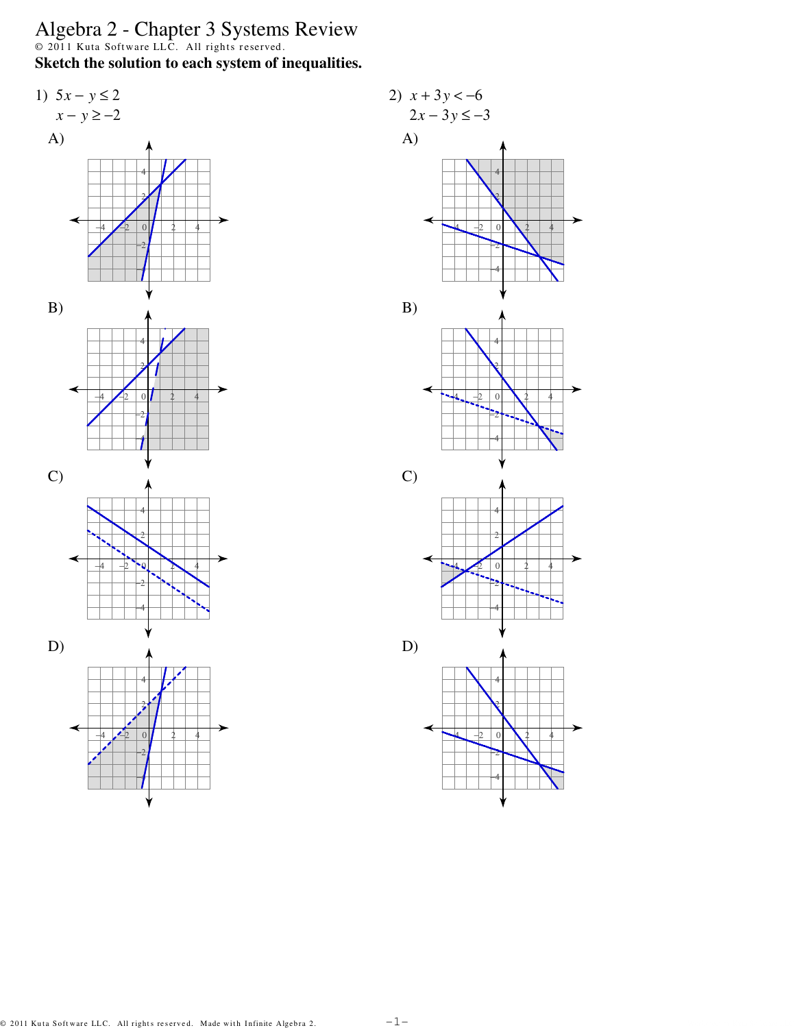# Algebra 2 - Chapter 3 Systems Review

© 2011 Kuta Software LLC. All rights reserved.

**Sketch the solution to each system of inequalities.**

1) $5x - y \leq 2$
   $x - y \geq -2$

A)

B)

C)

D)

2) $x + 3y < -6$
   $2x - 3y \leq -3$

A)

B)

C)

D)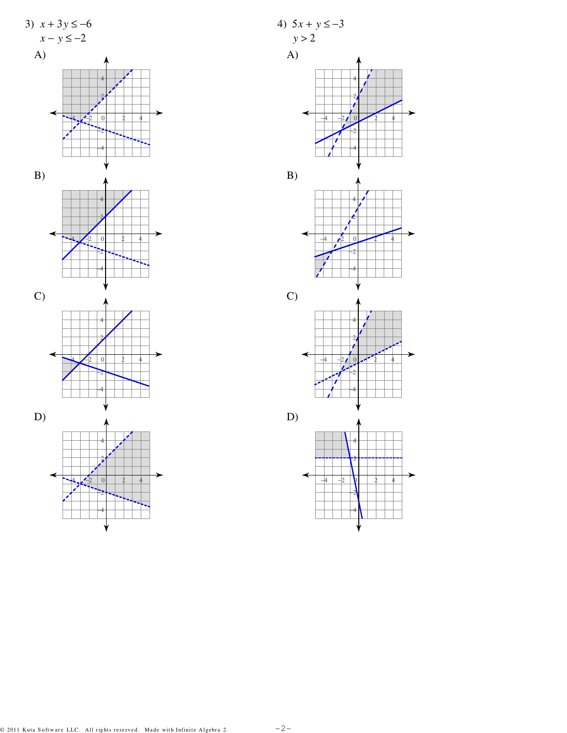3) $x + 3y \leq -6$
$x - y \leq -2$

A)

B)

C)

D)

4) $5x + y \leq -3$
$y > 2$

A)

B)

C)

D)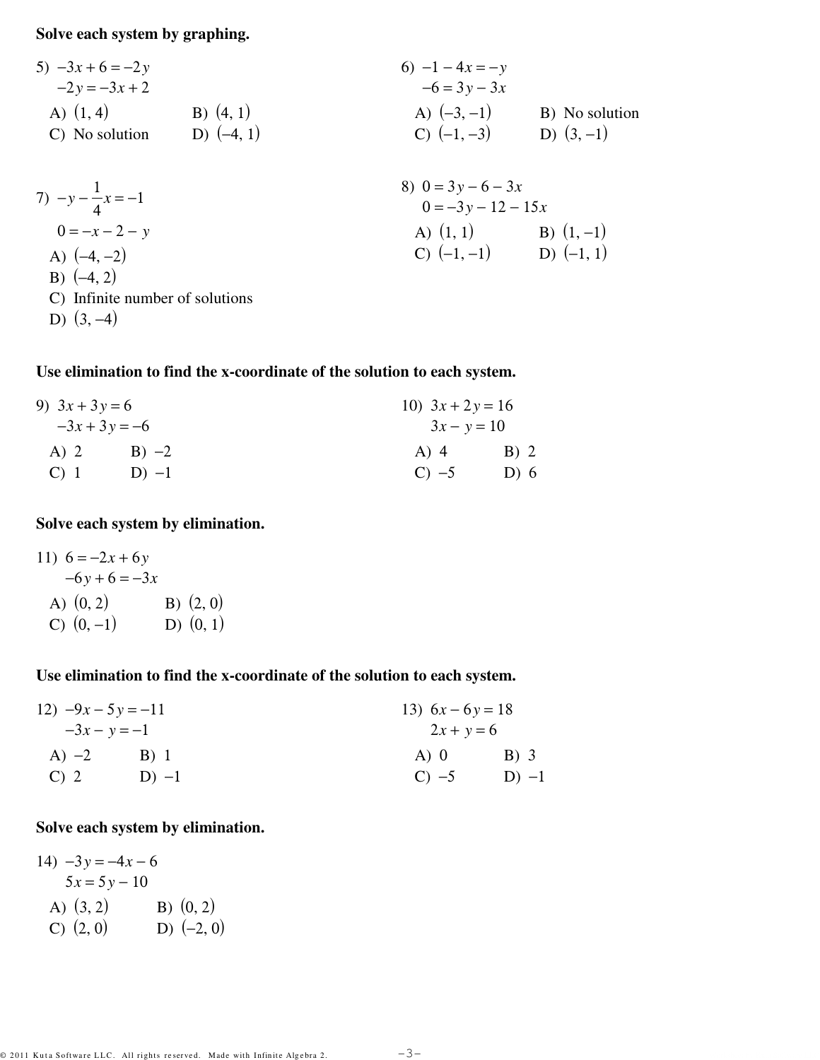**Solve each system by graphing.**

5) $-3x + 6 = -2y$
$-2y = -3x + 2$

A) $(1, 4)$ B) $(4, 1)$
C) No solution D) $(-4, 1)$

6) $-1 - 4x = -y$
$-6 = 3y - 3x$

A) $(-3, -1)$ B) No solution
C) $(-1, -3)$ D) $(3, -1)$

7) $-y - \frac{1}{4}x = -1$
$0 = -x - 2 - y$

A) $(-4, -2)$
B) $(-4, 2)$
C) Infinite number of solutions
D) $(3, -4)$

8) $0 = 3y - 6 - 3x$
$0 = -3y - 12 - 15x$

A) $(1, 1)$ B) $(1, -1)$
C) $(-1, -1)$ D) $(-1, 1)$

**Use elimination to find the x-coordinate of the solution to each system.**

9) $3x + 3y = 6$
$-3x + 3y = -6$

A) 2 B) $-2$
C) 1 D) $-1$

10) $3x + 2y = 16$
$3x - y = 10$

A) 4 B) 2
C) $-5$ D) 6

**Solve each system by elimination.**

11) $6 = -2x + 6y$
$-6y + 6 = -3x$

A) $(0, 2)$ B) $(2, 0)$
C) $(0, -1)$ D) $(0, 1)$

**Use elimination to find the x-coordinate of the solution to each system.**

12) $-9x - 5y = -11$
$-3x - y = -1$

A) $-2$ B) 1
C) 2 D) $-1$

13) $6x - 6y = 18$
$2x + y = 6$

A) 0 B) 3
C) $-5$ D) $-1$

**Solve each system by elimination.**

14) $-3y = -4x - 6$
$5x = 5y - 10$

A) $(3, 2)$ B) $(0, 2)$
C) $(2, 0)$ D) $(-2, 0)$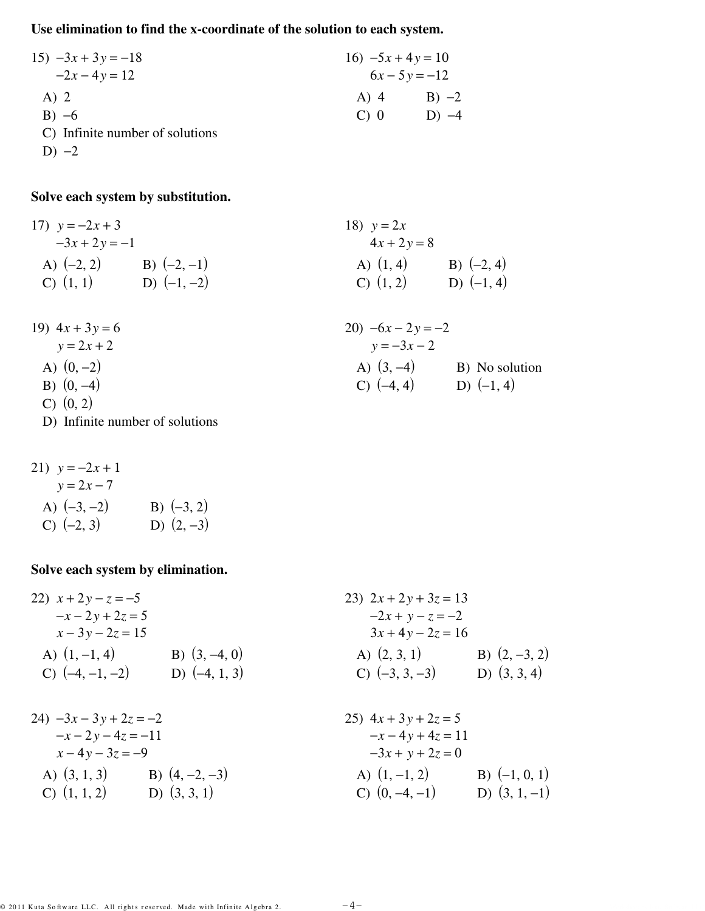**Use elimination to find the x-coordinate of the solution to each system.**

15) $-3x + 3y = -18$
$-2x - 4y = 12$

A) 2
B) $-6$
C) Infinite number of solutions
D) $-2$

16) $-5x + 4y = 10$
$6x - 5y = -12$

A) 4 B) $-2$
C) 0 D) $-4$

**Solve each system by substitution.**

17) $y = -2x + 3$
$-3x + 2y = -1$

A) $(-2, 2)$ B) $(-2, -1)$
C) $(1, 1)$ D) $(-1, -2)$

18) $y = 2x$
$4x + 2y = 8$

A) $(1, 4)$ B) $(-2, 4)$
C) $(1, 2)$ D) $(-1, 4)$

19) $4x + 3y = 6$
$y = 2x + 2$

A) $(0, -2)$
B) $(0, -4)$
C) $(0, 2)$
D) Infinite number of solutions

20) $-6x - 2y = -2$
$y = -3x - 2$

A) $(3, -4)$ B) No solution
C) $(-4, 4)$ D) $(-1, 4)$

21) $y = -2x + 1$
$y = 2x - 7$

A) $(-3, -2)$ B) $(-3, 2)$
C) $(-2, 3)$ D) $(2, -3)$

**Solve each system by elimination.**

22) $x + 2y - z = -5$
$-x - 2y + 2z = 5$
$x - 3y - 2z = 15$

A) $(1, -1, 4)$ B) $(3, -4, 0)$
C) $(-4, -1, -2)$ D) $(-4, 1, 3)$

23) $2x + 2y + 3z = 13$
$-2x + y - z = -2$
$3x + 4y - 2z = 16$

A) $(2, 3, 1)$ B) $(2, -3, 2)$
C) $(-3, 3, -3)$ D) $(3, 3, 4)$

24) $-3x - 3y + 2z = -2$
$-x - 2y - 4z = -11$
$x - 4y - 3z = -9$

A) $(3, 1, 3)$ B) $(4, -2, -3)$
C) $(1, 1, 2)$ D) $(3, 3, 1)$

25) $4x + 3y + 2z = 5$
$-x - 4y + 4z = 11$
$-3x + y + 2z = 0$

A) $(1, -1, 2)$ B) $(-1, 0, 1)$
C) $(0, -4, -1)$ D) $(3, 1, -1)$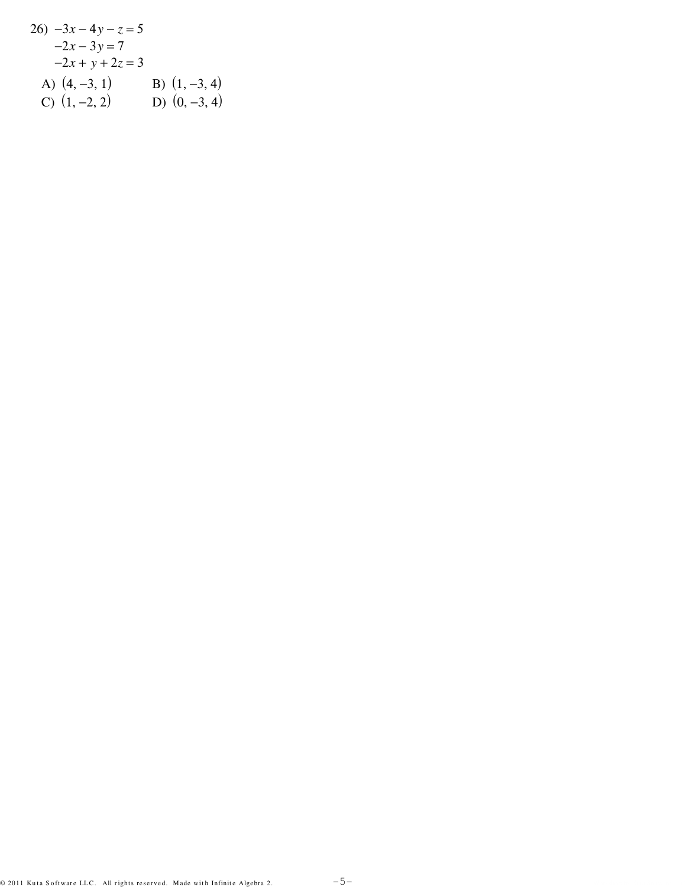26) $-3x - 4y - z = 5$
$-2x - 3y = 7$
$-2x + y + 2z = 3$

A) $(4, -3, 1)$ B) $(1, -3, 4)$
C) $(1, -2, 2)$ D) $(0, -3, 4)$

© 2011 Kuta Software LLC. All rights reserved. Made with Infinite Algebra 2.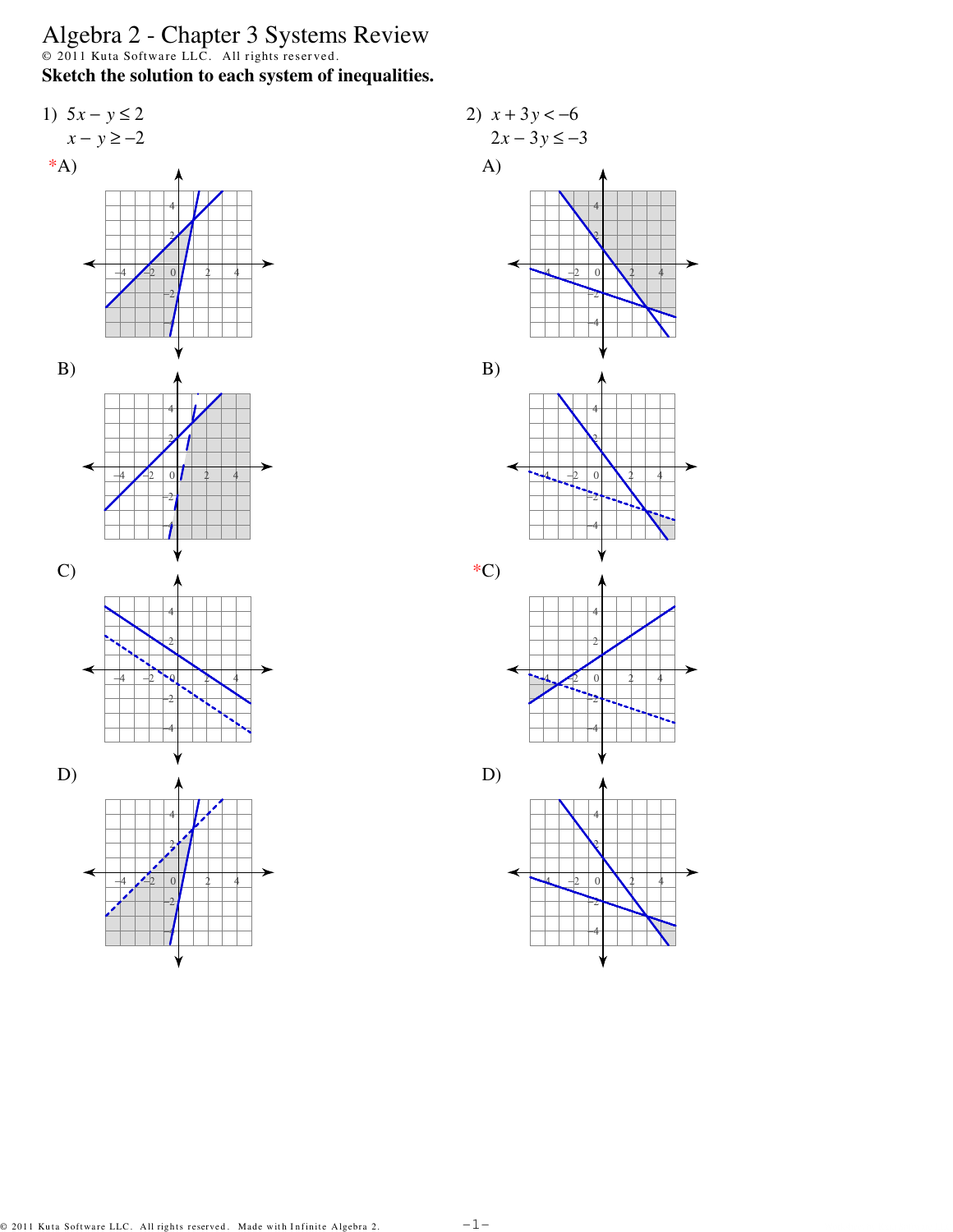# Algebra 2 - Chapter 3 Systems Review

© 2011 Kuta Software LLC. All rights reserved.

**Sketch the solution to each system of inequalities.**

1) $5x - y \leq 2$
$x - y \geq -2$

*A)

B)

C)

D)

2) $x + 3y < -6$
$2x - 3y \leq -3$

A)

B)

*C)

D)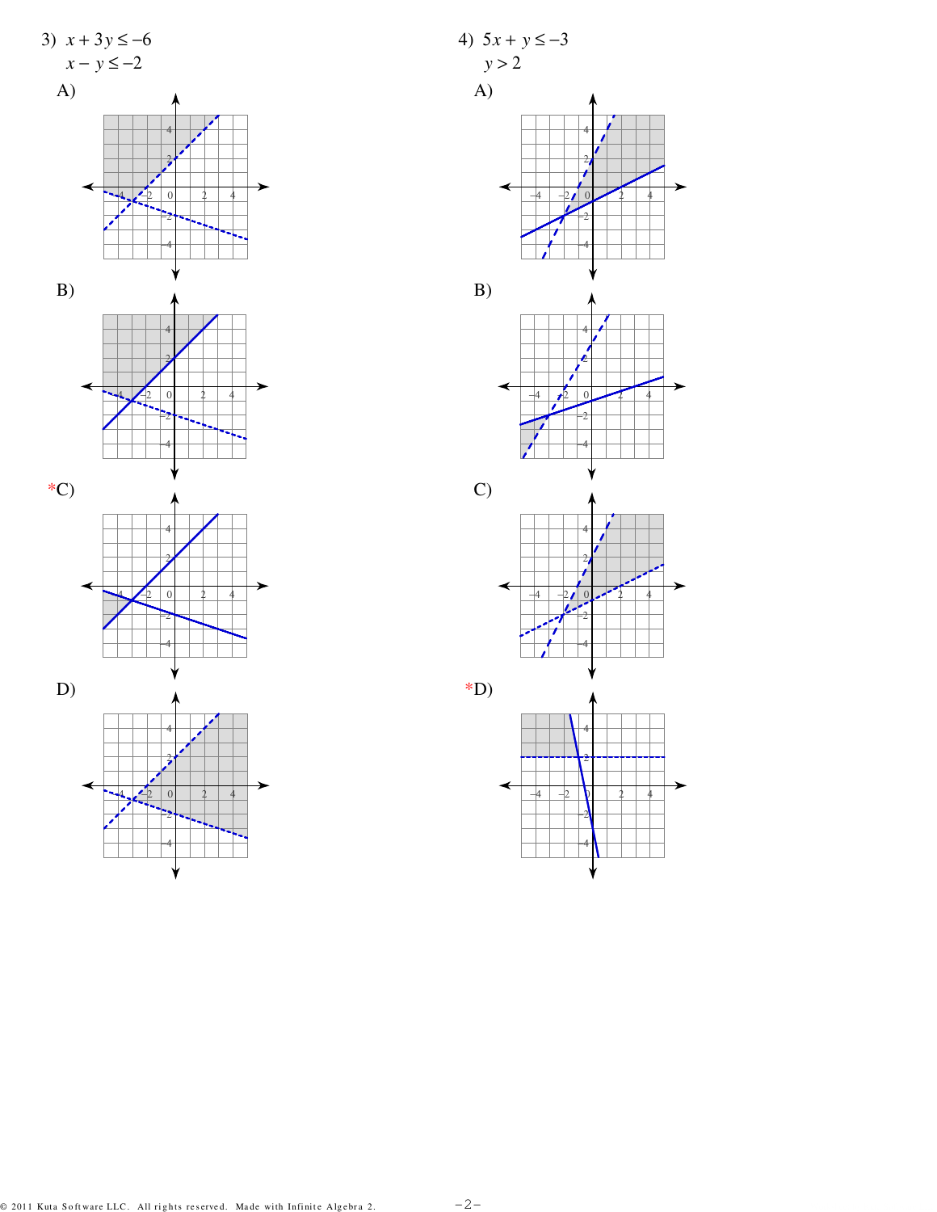3) $x + 3y \leq -6$
$x - y \leq -2$

A)

B)

*C)

D)

4) $5x + y \leq -3$
$y > 2$

A)

B)

C)

*D)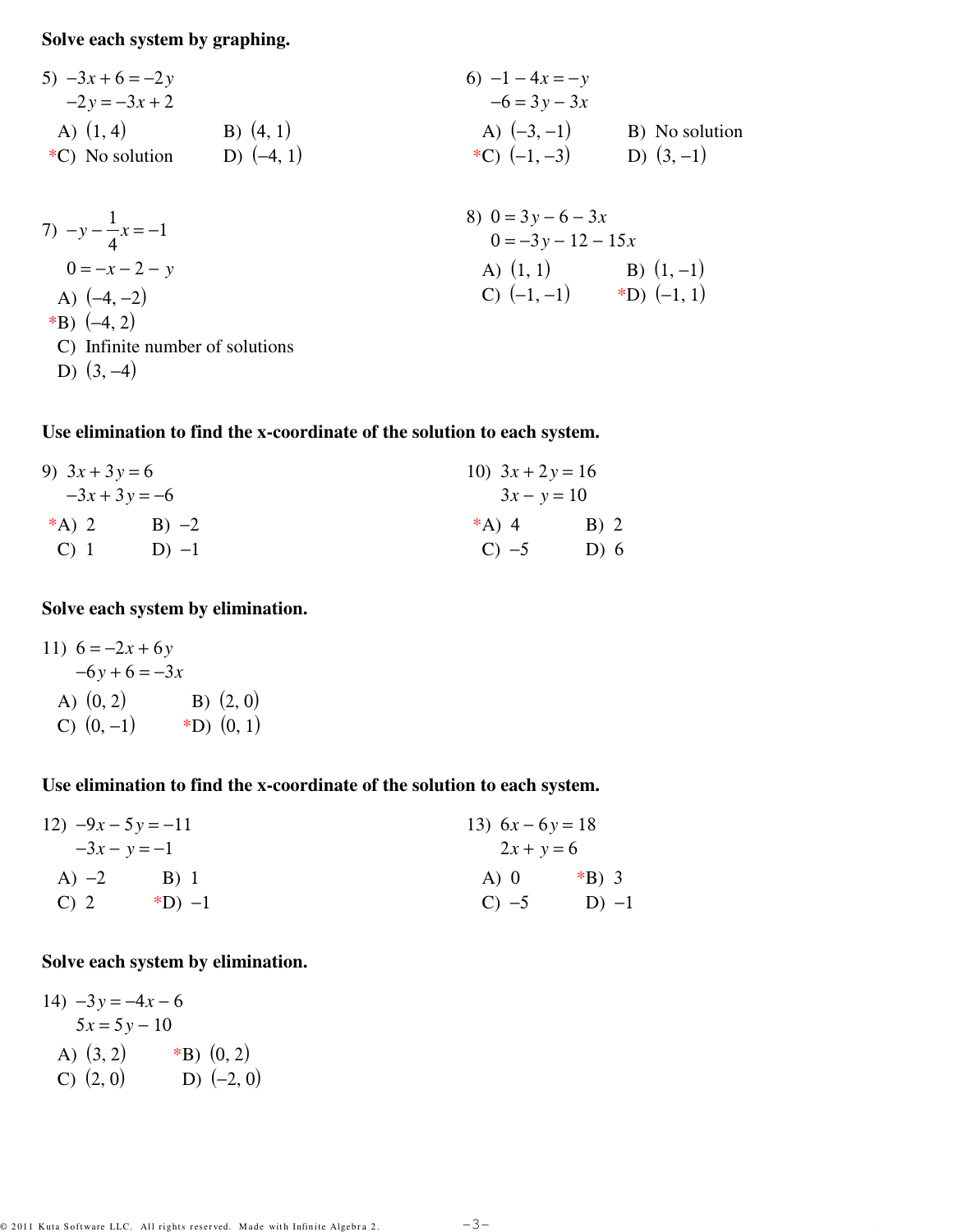**Solve each system by graphing.**

5) $-3x + 6 = -2y$
$-2y = -3x + 2$

A) $(1, 4)$ B) $(4, 1)$
*C) No solution D) $(-4, 1)$

6) $-1 - 4x = -y$
$-6 = 3y - 3x$

A) $(-3, -1)$ B) No solution
*C) $(-1, -3)$ D) $(3, -1)$

7) $-y - \frac{1}{4}x = -1$
$0 = -x - 2 - y$

A) $(-4, -2)$
*B) $(-4, 2)$
C) Infinite number of solutions
D) $(3, -4)$

8) $0 = 3y - 6 - 3x$
$0 = -3y - 12 - 15x$

A) $(1, 1)$ B) $(1, -1)$
C) $(-1, -1)$ *D) $(-1, 1)$

**Use elimination to find the x-coordinate of the solution to each system.**

9) $3x + 3y = 6$
$-3x + 3y = -6$

*A) 2 B) $-2$
C) 1 D) $-1$

10) $3x + 2y = 16$
$3x - y = 10$

*A) 4 B) 2
C) $-5$ D) 6

**Solve each system by elimination.**

11) $6 = -2x + 6y$
$-6y + 6 = -3x$

A) $(0, 2)$ B) $(2, 0)$
C) $(0, -1)$ *D) $(0, 1)$

**Use elimination to find the x-coordinate of the solution to each system.**

12) $-9x - 5y = -11$
$-3x - y = -1$

A) $-2$ B) 1
C) 2 *D) $-1$

13) $6x - 6y = 18$
$2x + y = 6$

A) 0 *B) 3
C) $-5$ D) $-1$

**Solve each system by elimination.**

14) $-3y = -4x - 6$
$5x = 5y - 10$

A) $(3, 2)$ *B) $(0, 2)$
C) $(2, 0)$ D) $(-2, 0)$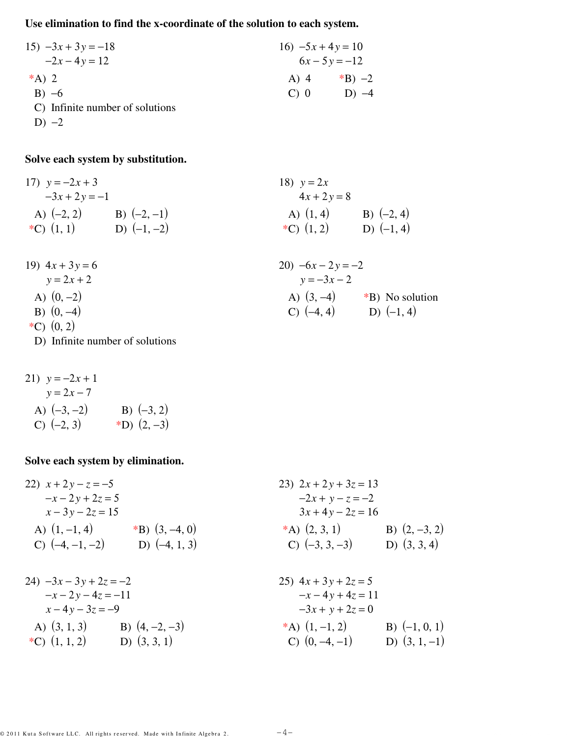**Use elimination to find the x-coordinate of the solution to each system.**

15) $-3x + 3y = -18$
$-2x - 4y = 12$

*A) 2
B) $-6$
C) Infinite number of solutions
D) $-2$

16) $-5x + 4y = 10$
$6x - 5y = -12$

A) 4 *B) $-2$
C) 0 D) $-4$

**Solve each system by substitution.**

17) $y = -2x + 3$
$-3x + 2y = -1$

A) $(-2, 2)$ B) $(-2, -1)$
*C) $(1, 1)$ D) $(-1, -2)$

18) $y = 2x$
$4x + 2y = 8$

A) $(1, 4)$ B) $(-2, 4)$
*C) $(1, 2)$ D) $(-1, 4)$

19) $4x + 3y = 6$
$y = 2x + 2$

A) $(0, -2)$
B) $(0, -4)$
*C) $(0, 2)$
D) Infinite number of solutions

20) $-6x - 2y = -2$
$y = -3x - 2$

A) $(3, -4)$ *B) No solution
C) $(-4, 4)$ D) $(-1, 4)$

21) $y = -2x + 1$
$y = 2x - 7$

A) $(-3, -2)$ B) $(-3, 2)$
C) $(-2, 3)$ *D) $(2, -3)$

**Solve each system by elimination.**

22) $x + 2y - z = -5$
$-x - 2y + 2z = 5$
$x - 3y - 2z = 15$

A) $(1, -1, 4)$ *B) $(3, -4, 0)$
C) $(-4, -1, -2)$ D) $(-4, 1, 3)$

23) $2x + 2y + 3z = 13$
$-2x + y - z = -2$
$3x + 4y - 2z = 16$

*A) $(2, 3, 1)$ B) $(2, -3, 2)$
C) $(-3, 3, -3)$ D) $(3, 3, 4)$

24) $-3x - 3y + 2z = -2$
$-x - 2y - 4z = -11$
$x - 4y - 3z = -9$

A) $(3, 1, 3)$ B) $(4, -2, -3)$
*C) $(1, 1, 2)$ D) $(3, 3, 1)$

25) $4x + 3y + 2z = 5$
$-x - 4y + 4z = 11$
$-3x + y + 2z = 0$

*A) $(1, -1, 2)$ B) $(-1, 0, 1)$
C) $(0, -4, -1)$ D) $(3, 1, -1)$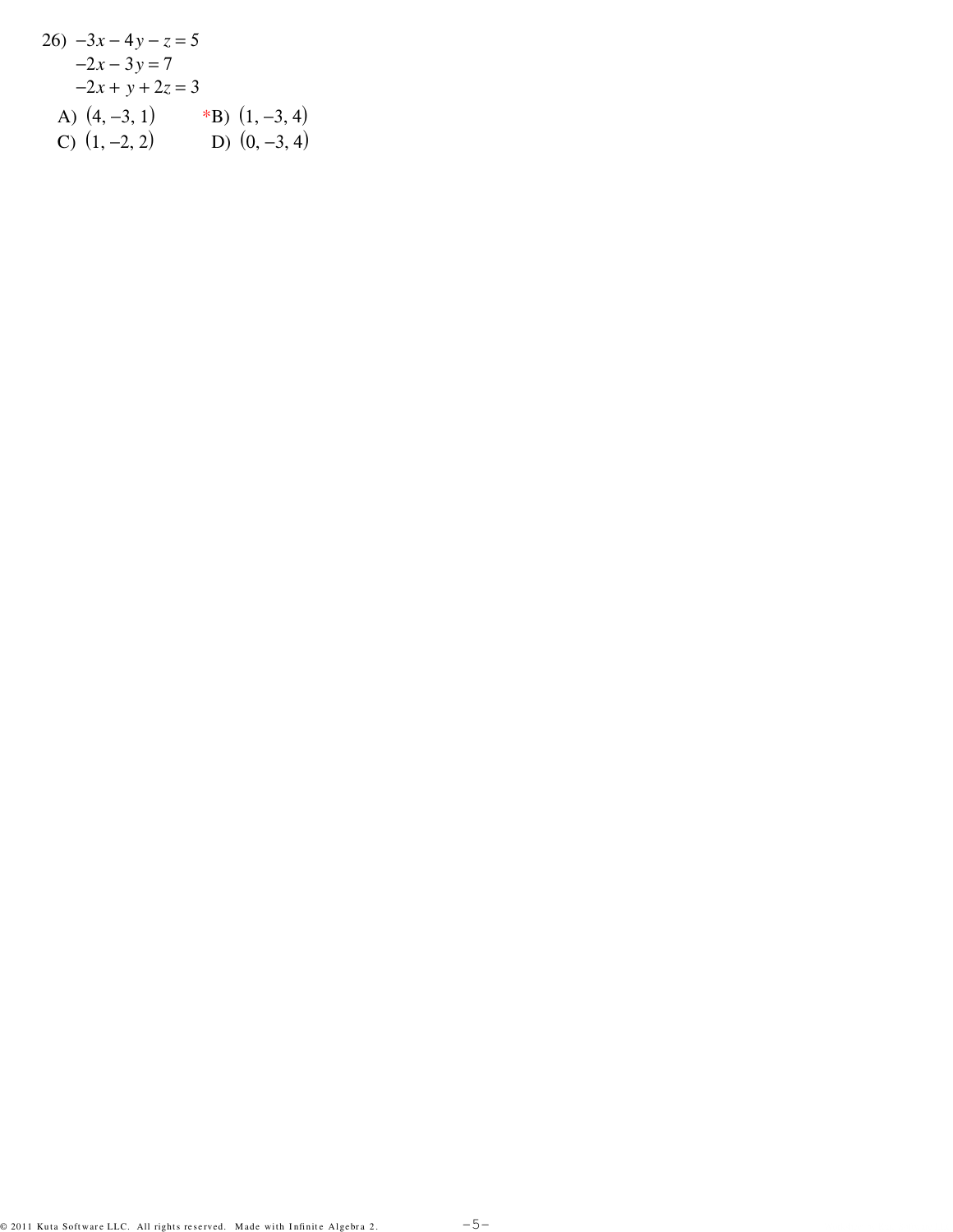26) $-3x - 4y - z = 5$
$-2x - 3y = 7$
$-2x + y + 2z = 3$

A) $(4, -3, 1)$ *B) $(1, -3, 4)$
C) $(1, -2, 2)$ D) $(0, -3, 4)$